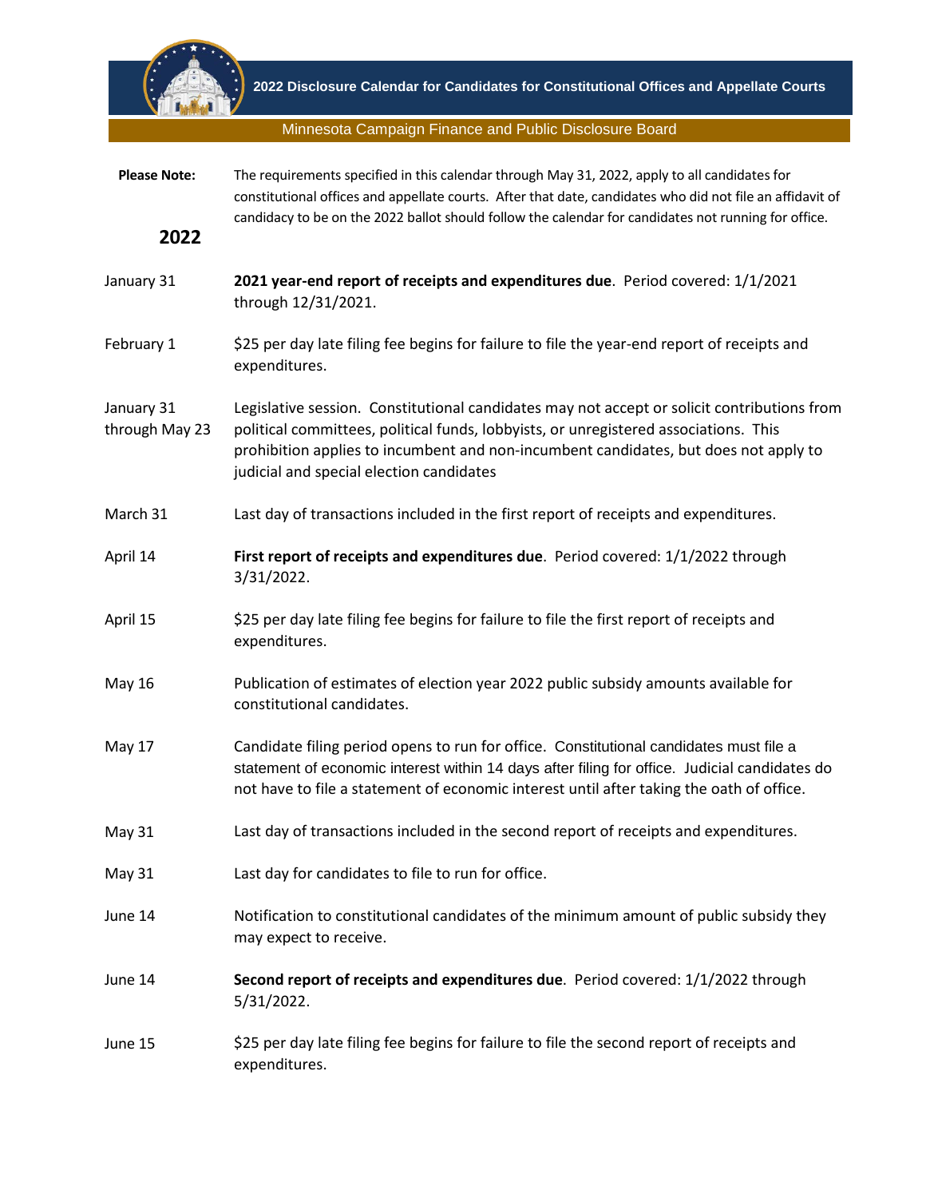# 2022 Disclosure Calendar for Candidates for Constitutional Offices and Appellate Courts

Minnesota Campaign Finance and Public Disclosure Board

**Please Note:** The requirements specified in this calendar through May 31, 2022, apply to all candidates for constitutional offices and appellate courts. After that date, candidates who did not file an affidavit of candidacy to be on the 2022 ballot should follow the calendar for candidates not running for office.

## 2022

| Date | Event |
|---|---|
| January 31 | **2021 year-end report of receipts and expenditures due**. Period covered: 1/1/2021 through 12/31/2021. |
| February 1 | $25 per day late filing fee begins for failure to file the year-end report of receipts and expenditures. |
| January 31 through May 23 | Legislative session. Constitutional candidates may not accept or solicit contributions from political committees, political funds, lobbyists, or unregistered associations. This prohibition applies to incumbent and non-incumbent candidates, but does not apply to judicial and special election candidates |
| March 31 | Last day of transactions included in the first report of receipts and expenditures. |
| April 14 | **First report of receipts and expenditures due**. Period covered: 1/1/2022 through 3/31/2022. |
| April 15 | $25 per day late filing fee begins for failure to file the first report of receipts and expenditures. |
| May 16 | Publication of estimates of election year 2022 public subsidy amounts available for constitutional candidates. |
| May 17 | Candidate filing period opens to run for office. Constitutional candidates must file a statement of economic interest within 14 days after filing for office. Judicial candidates do not have to file a statement of economic interest until after taking the oath of office. |
| May 31 | Last day of transactions included in the second report of receipts and expenditures. |
| May 31 | Last day for candidates to file to run for office. |
| June 14 | Notification to constitutional candidates of the minimum amount of public subsidy they may expect to receive. |
| June 14 | **Second report of receipts and expenditures due**. Period covered: 1/1/2022 through 5/31/2022. |
| June 15 | $25 per day late filing fee begins for failure to file the second report of receipts and expenditures. |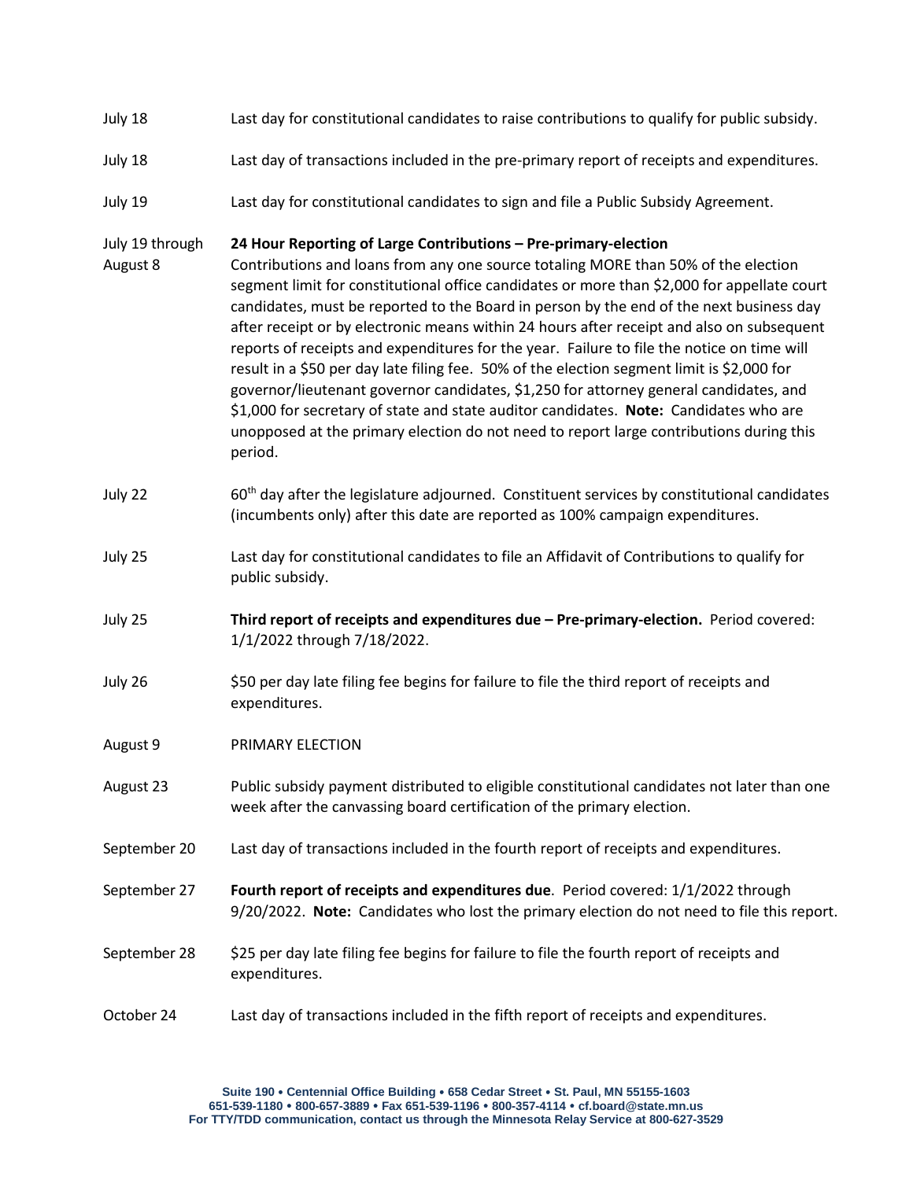| | |
|---|---|
| July 18 | Last day for constitutional candidates to raise contributions to qualify for public subsidy. |
| July 18 | Last day of transactions included in the pre-primary report of receipts and expenditures. |
| July 19 | Last day for constitutional candidates to sign and file a Public Subsidy Agreement. |
| July 19 through August 8 | **24 Hour Reporting of Large Contributions – Pre-primary-election** Contributions and loans from any one source totaling MORE than 50% of the election segment limit for constitutional office candidates or more than $2,000 for appellate court candidates, must be reported to the Board in person by the end of the next business day after receipt or by electronic means within 24 hours after receipt and also on subsequent reports of receipts and expenditures for the year. Failure to file the notice on time will result in a $50 per day late filing fee. 50% of the election segment limit is $2,000 for governor/lieutenant governor candidates, $1,250 for attorney general candidates, and $1,000 for secretary of state and state auditor candidates. **Note:** Candidates who are unopposed at the primary election do not need to report large contributions during this period. |
| July 22 | 60th day after the legislature adjourned. Constituent services by constitutional candidates (incumbents only) after this date are reported as 100% campaign expenditures. |
| July 25 | Last day for constitutional candidates to file an Affidavit of Contributions to qualify for public subsidy. |
| July 25 | **Third report of receipts and expenditures due – Pre-primary-election.** Period covered: 1/1/2022 through 7/18/2022. |
| July 26 | $50 per day late filing fee begins for failure to file the third report of receipts and expenditures. |
| August 9 | PRIMARY ELECTION |
| August 23 | Public subsidy payment distributed to eligible constitutional candidates not later than one week after the canvassing board certification of the primary election. |
| September 20 | Last day of transactions included in the fourth report of receipts and expenditures. |
| September 27 | **Fourth report of receipts and expenditures due**. Period covered: 1/1/2022 through 9/20/2022. **Note:** Candidates who lost the primary election do not need to file this report. |
| September 28 | $25 per day late filing fee begins for failure to file the fourth report of receipts and expenditures. |
| October 24 | Last day of transactions included in the fifth report of receipts and expenditures. |

**Suite 190 • Centennial Office Building • 658 Cedar Street • St. Paul, MN 55155-1603**
**651-539-1180 • 800-657-3889 • Fax 651-539-1196 • 800-357-4114 • cf.board@state.mn.us**
**For TTY/TDD communication, contact us through the Minnesota Relay Service at 800-627-3529**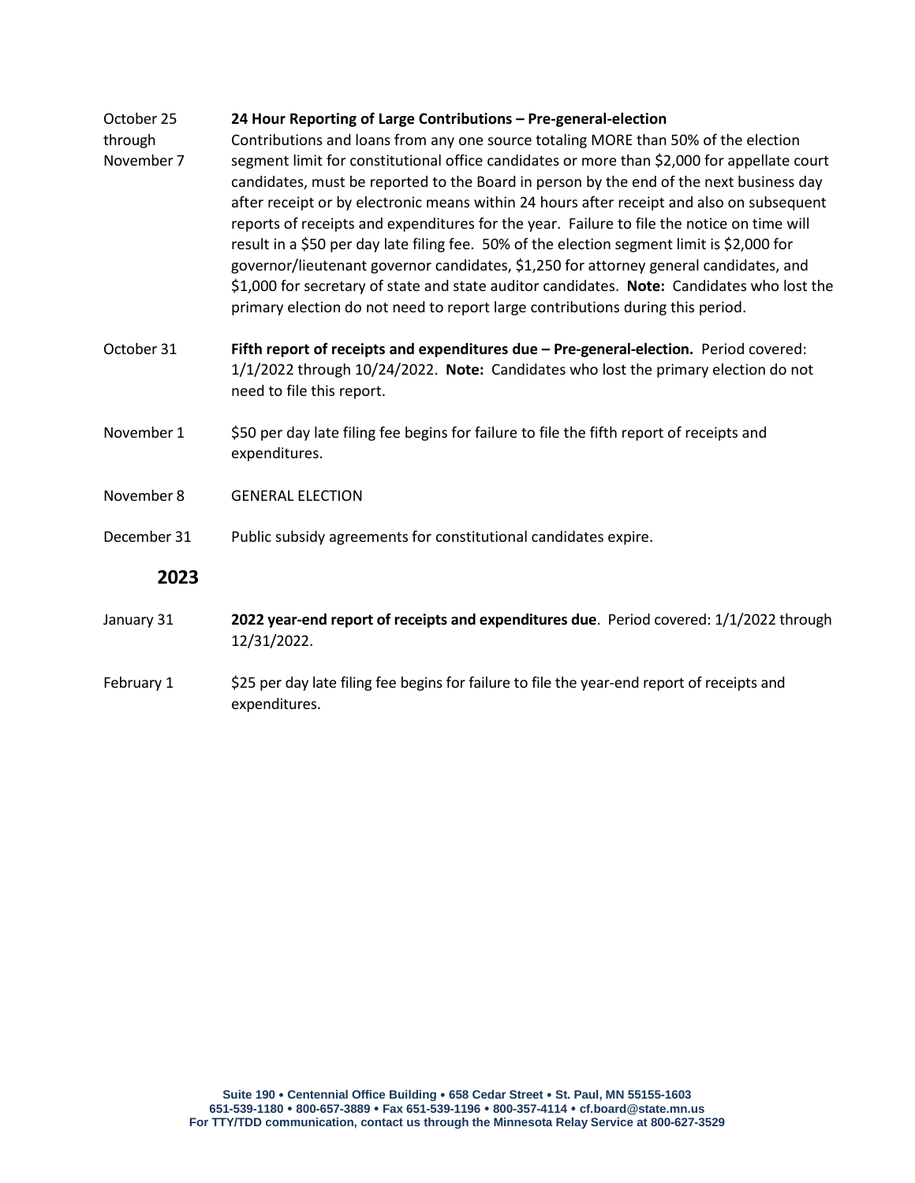| | |
|---|---|
| October 25 through November 7 | **24 Hour Reporting of Large Contributions – Pre-general-election** Contributions and loans from any one source totaling MORE than 50% of the election segment limit for constitutional office candidates or more than $2,000 for appellate court candidates, must be reported to the Board in person by the end of the next business day after receipt or by electronic means within 24 hours after receipt and also on subsequent reports of receipts and expenditures for the year. Failure to file the notice on time will result in a $50 per day late filing fee. 50% of the election segment limit is $2,000 for governor/lieutenant governor candidates, $1,250 for attorney general candidates, and $1,000 for secretary of state and state auditor candidates. **Note:** Candidates who lost the primary election do not need to report large contributions during this period. |
| October 31 | **Fifth report of receipts and expenditures due – Pre-general-election.** Period covered: 1/1/2022 through 10/24/2022. **Note:** Candidates who lost the primary election do not need to file this report. |
| November 1 | $50 per day late filing fee begins for failure to file the fifth report of receipts and expenditures. |
| November 8 | GENERAL ELECTION |
| December 31 | Public subsidy agreements for constitutional candidates expire. |

## 2023

| | |
|---|---|
| January 31 | **2022 year-end report of receipts and expenditures due**. Period covered: 1/1/2022 through 12/31/2022. |
| February 1 | $25 per day late filing fee begins for failure to file the year-end report of receipts and expenditures. |

**Suite 190 • Centennial Office Building • 658 Cedar Street • St. Paul, MN 55155-1603**
**651-539-1180 • 800-657-3889 • Fax 651-539-1196 • 800-357-4114 • cf.board@state.mn.us**
**For TTY/TDD communication, contact us through the Minnesota Relay Service at 800-627-3529**